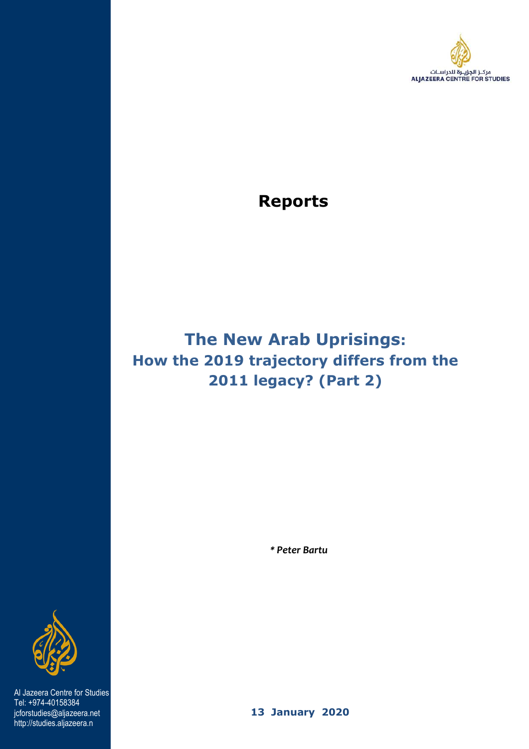مركـز الجزيـرة للدراسـات
ALJAZEERA CENTRE FOR STUDIES

# Reports

## The New Arab Uprisings:
## How the 2019 trajectory differs from the 2011 legacy? (Part 2)

***** Peter Bartu***

Al Jazeera Centre for Studies
Tel: +974-40158384
jcforstudies@aljazeera.net
http://studies.aljazeera.n

**13 January 2020**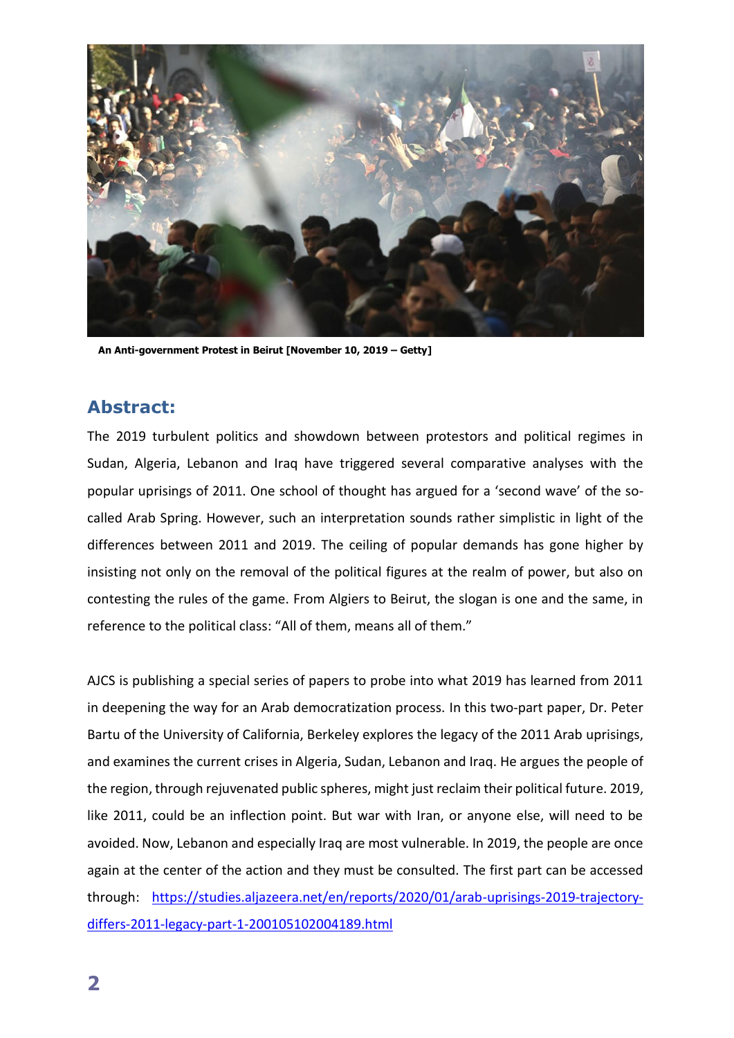An Anti-government Protest in Beirut [November 10, 2019 – Getty]

## Abstract:

The 2019 turbulent politics and showdown between protestors and political regimes in Sudan, Algeria, Lebanon and Iraq have triggered several comparative analyses with the popular uprisings of 2011. One school of thought has argued for a 'second wave' of the so-called Arab Spring. However, such an interpretation sounds rather simplistic in light of the differences between 2011 and 2019. The ceiling of popular demands has gone higher by insisting not only on the removal of the political figures at the realm of power, but also on contesting the rules of the game. From Algiers to Beirut, the slogan is one and the same, in reference to the political class: "All of them, means all of them."

AJCS is publishing a special series of papers to probe into what 2019 has learned from 2011 in deepening the way for an Arab democratization process. In this two-part paper, Dr. Peter Bartu of the University of California, Berkeley explores the legacy of the 2011 Arab uprisings, and examines the current crises in Algeria, Sudan, Lebanon and Iraq. He argues the people of the region, through rejuvenated public spheres, might just reclaim their political future. 2019, like 2011, could be an inflection point. But war with Iran, or anyone else, will need to be avoided. Now, Lebanon and especially Iraq are most vulnerable. In 2019, the people are once again at the center of the action and they must be consulted. The first part can be accessed through: https://studies.aljazeera.net/en/reports/2020/01/arab-uprisings-2019-trajectory-differs-2011-legacy-part-1-200105102004189.html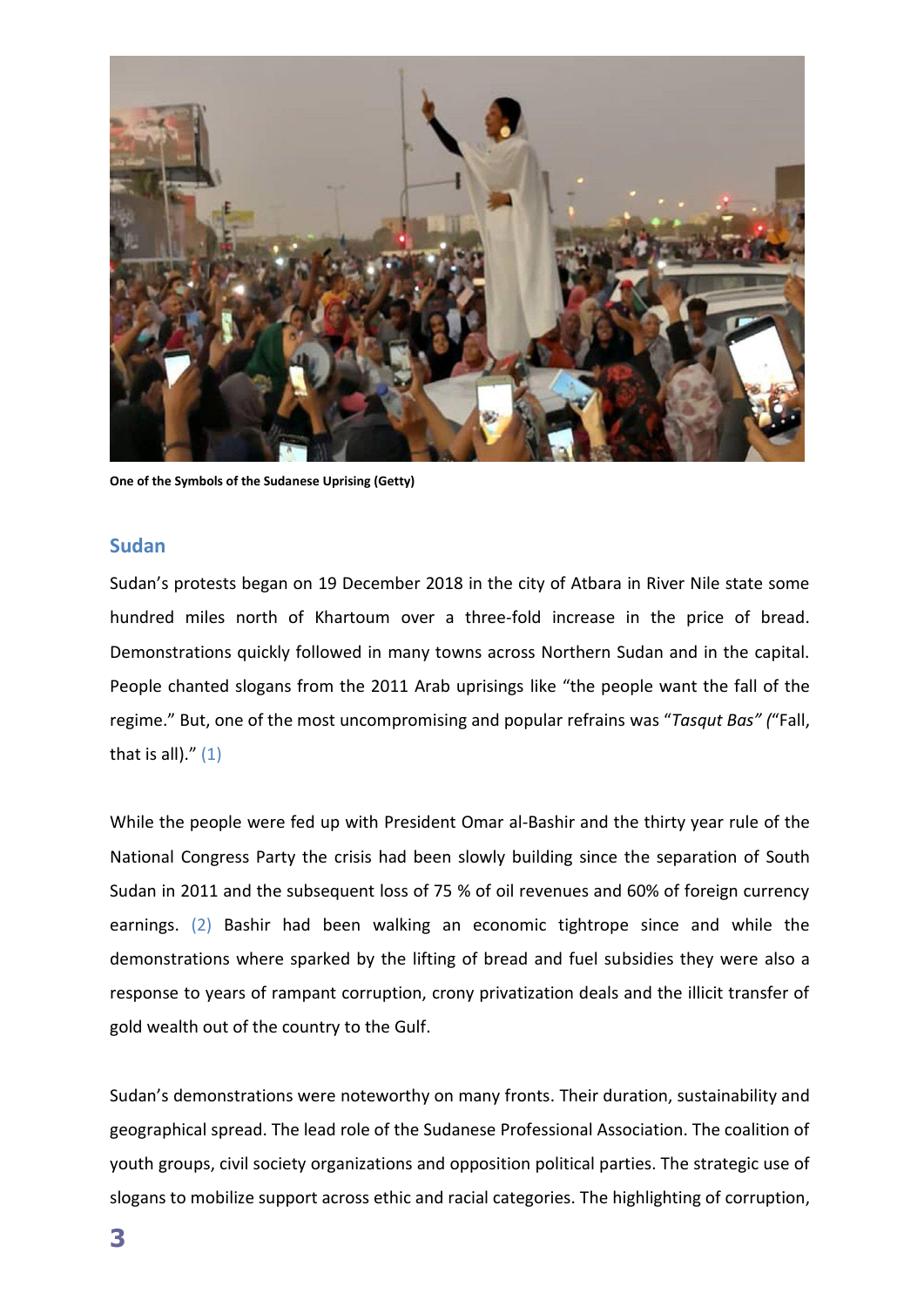One of the Symbols of the Sudanese Uprising (Getty)

## Sudan

Sudan's protests began on 19 December 2018 in the city of Atbara in River Nile state some hundred miles north of Khartoum over a three-fold increase in the price of bread. Demonstrations quickly followed in many towns across Northern Sudan and in the capital. People chanted slogans from the 2011 Arab uprisings like "the people want the fall of the regime." But, one of the most uncompromising and popular refrains was "*Tasqut Bas" (*"Fall, that is all)." (1)

While the people were fed up with President Omar al-Bashir and the thirty year rule of the National Congress Party the crisis had been slowly building since the separation of South Sudan in 2011 and the subsequent loss of 75 % of oil revenues and 60% of foreign currency earnings. (2) Bashir had been walking an economic tightrope since and while the demonstrations where sparked by the lifting of bread and fuel subsidies they were also a response to years of rampant corruption, crony privatization deals and the illicit transfer of gold wealth out of the country to the Gulf.

Sudan's demonstrations were noteworthy on many fronts. Their duration, sustainability and geographical spread. The lead role of the Sudanese Professional Association. The coalition of youth groups, civil society organizations and opposition political parties. The strategic use of slogans to mobilize support across ethic and racial categories. The highlighting of corruption,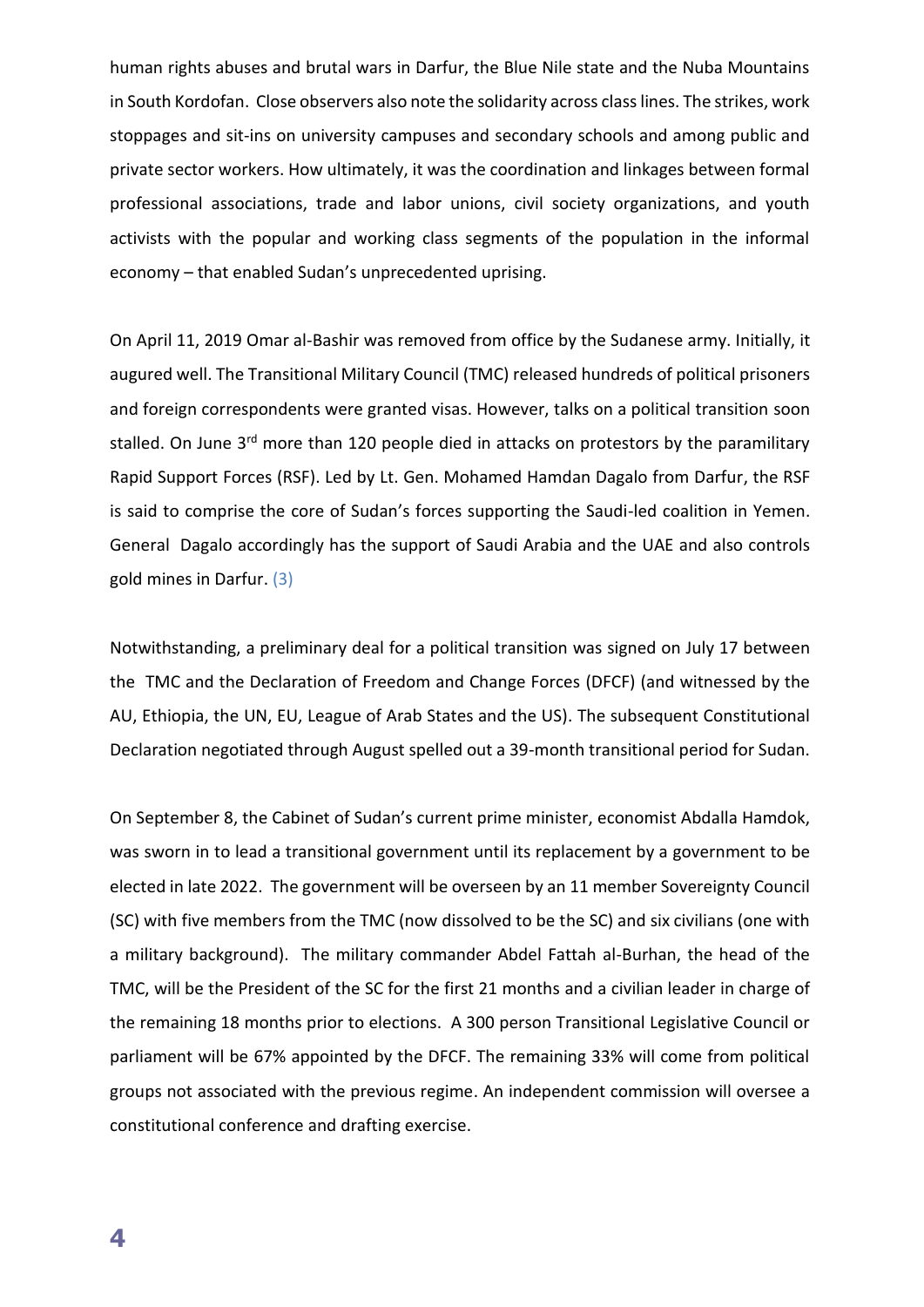human rights abuses and brutal wars in Darfur, the Blue Nile state and the Nuba Mountains in South Kordofan. Close observers also note the solidarity across class lines. The strikes, work stoppages and sit-ins on university campuses and secondary schools and among public and private sector workers. How ultimately, it was the coordination and linkages between formal professional associations, trade and labor unions, civil society organizations, and youth activists with the popular and working class segments of the population in the informal economy – that enabled Sudan's unprecedented uprising.

On April 11, 2019 Omar al-Bashir was removed from office by the Sudanese army. Initially, it augured well. The Transitional Military Council (TMC) released hundreds of political prisoners and foreign correspondents were granted visas. However, talks on a political transition soon stalled. On June 3rd more than 120 people died in attacks on protestors by the paramilitary Rapid Support Forces (RSF). Led by Lt. Gen. Mohamed Hamdan Dagalo from Darfur, the RSF is said to comprise the core of Sudan's forces supporting the Saudi-led coalition in Yemen. General Dagalo accordingly has the support of Saudi Arabia and the UAE and also controls gold mines in Darfur. (3)

Notwithstanding, a preliminary deal for a political transition was signed on July 17 between the TMC and the Declaration of Freedom and Change Forces (DFCF) (and witnessed by the AU, Ethiopia, the UN, EU, League of Arab States and the US). The subsequent Constitutional Declaration negotiated through August spelled out a 39-month transitional period for Sudan.

On September 8, the Cabinet of Sudan's current prime minister, economist Abdalla Hamdok, was sworn in to lead a transitional government until its replacement by a government to be elected in late 2022. The government will be overseen by an 11 member Sovereignty Council (SC) with five members from the TMC (now dissolved to be the SC) and six civilians (one with a military background). The military commander Abdel Fattah al-Burhan, the head of the TMC, will be the President of the SC for the first 21 months and a civilian leader in charge of the remaining 18 months prior to elections. A 300 person Transitional Legislative Council or parliament will be 67% appointed by the DFCF. The remaining 33% will come from political groups not associated with the previous regime. An independent commission will oversee a constitutional conference and drafting exercise.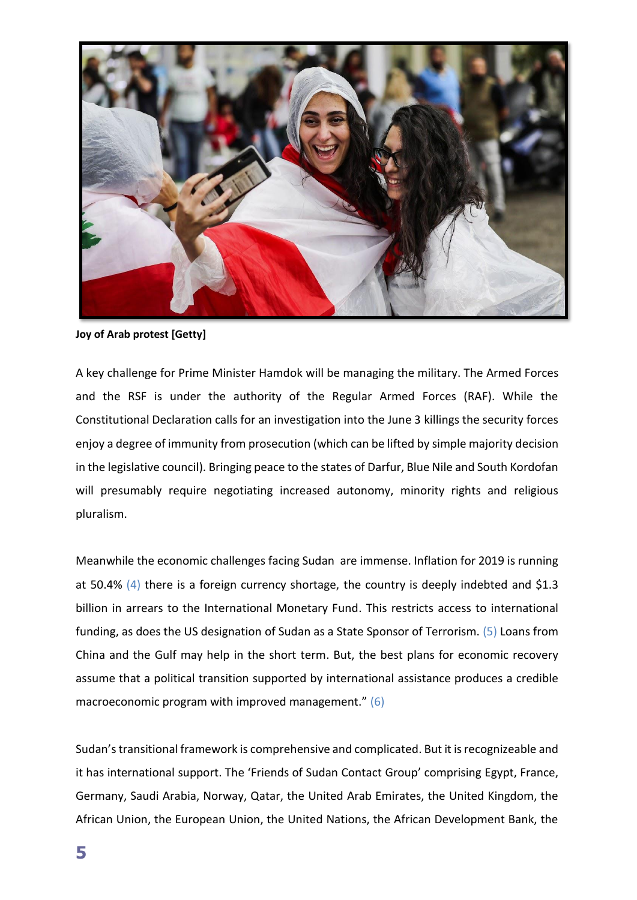**Joy of Arab protest [Getty]**

A key challenge for Prime Minister Hamdok will be managing the military. The Armed Forces and the RSF is under the authority of the Regular Armed Forces (RAF). While the Constitutional Declaration calls for an investigation into the June 3 killings the security forces enjoy a degree of immunity from prosecution (which can be lifted by simple majority decision in the legislative council). Bringing peace to the states of Darfur, Blue Nile and South Kordofan will presumably require negotiating increased autonomy, minority rights and religious pluralism.

Meanwhile the economic challenges facing Sudan are immense. Inflation for 2019 is running at 50.4% (4) there is a foreign currency shortage, the country is deeply indebted and $1.3 billion in arrears to the International Monetary Fund. This restricts access to international funding, as does the US designation of Sudan as a State Sponsor of Terrorism. (5) Loans from China and the Gulf may help in the short term. But, the best plans for economic recovery assume that a political transition supported by international assistance produces a credible macroeconomic program with improved management." (6)

Sudan's transitional framework is comprehensive and complicated. But it is recognizeable and it has international support. The 'Friends of Sudan Contact Group' comprising Egypt, France, Germany, Saudi Arabia, Norway, Qatar, the United Arab Emirates, the United Kingdom, the African Union, the European Union, the United Nations, the African Development Bank, the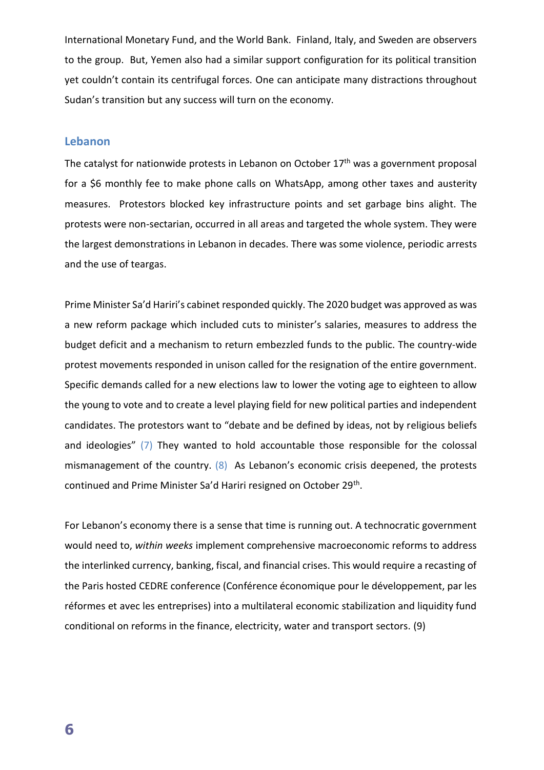International Monetary Fund, and the World Bank. Finland, Italy, and Sweden are observers to the group. But, Yemen also had a similar support configuration for its political transition yet couldn't contain its centrifugal forces. One can anticipate many distractions throughout Sudan's transition but any success will turn on the economy.

## Lebanon

The catalyst for nationwide protests in Lebanon on October 17th was a government proposal for a $6 monthly fee to make phone calls on WhatsApp, among other taxes and austerity measures. Protestors blocked key infrastructure points and set garbage bins alight. The protests were non-sectarian, occurred in all areas and targeted the whole system. They were the largest demonstrations in Lebanon in decades. There was some violence, periodic arrests and the use of teargas.

Prime Minister Sa'd Hariri's cabinet responded quickly. The 2020 budget was approved as was a new reform package which included cuts to minister's salaries, measures to address the budget deficit and a mechanism to return embezzled funds to the public. The country-wide protest movements responded in unison called for the resignation of the entire government. Specific demands called for a new elections law to lower the voting age to eighteen to allow the young to vote and to create a level playing field for new political parties and independent candidates. The protestors want to "debate and be defined by ideas, not by religious beliefs and ideologies" (7) They wanted to hold accountable those responsible for the colossal mismanagement of the country. (8) As Lebanon's economic crisis deepened, the protests continued and Prime Minister Sa'd Hariri resigned on October 29th.

For Lebanon's economy there is a sense that time is running out. A technocratic government would need to, *within weeks* implement comprehensive macroeconomic reforms to address the interlinked currency, banking, fiscal, and financial crises. This would require a recasting of the Paris hosted CEDRE conference (Conférence économique pour le développement, par les réformes et avec les entreprises) into a multilateral economic stabilization and liquidity fund conditional on reforms in the finance, electricity, water and transport sectors. (9)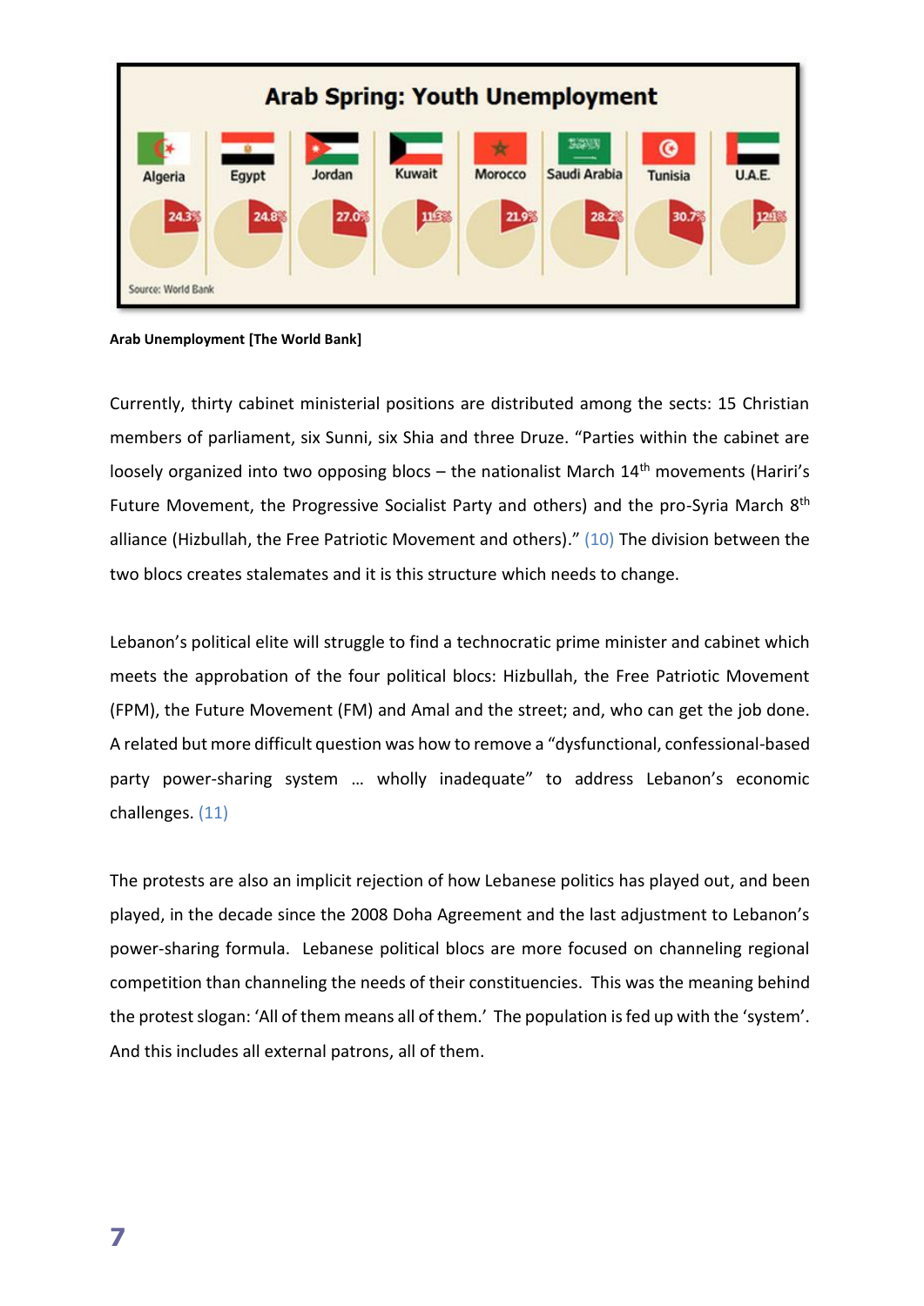Arab Spring: Youth Unemployment

| Algeria | Egypt | Jordan | Kuwait | Morocco | Saudi Arabia | Tunisia | U.A.E. |
|---|---|---|---|---|---|---|---|
| 24.3% | 24.8% | 27.0% | 11.3% | 21.9% | 28.2% | 30.7% | 12.1% |

Source: World Bank

**Arab Unemployment [The World Bank]**

Currently, thirty cabinet ministerial positions are distributed among the sects: 15 Christian members of parliament, six Sunni, six Shia and three Druze. "Parties within the cabinet are loosely organized into two opposing blocs – the nationalist March 14th movements (Hariri's Future Movement, the Progressive Socialist Party and others) and the pro-Syria March 8th alliance (Hizbullah, the Free Patriotic Movement and others)." (10) The division between the two blocs creates stalemates and it is this structure which needs to change.

Lebanon's political elite will struggle to find a technocratic prime minister and cabinet which meets the approbation of the four political blocs: Hizbullah, the Free Patriotic Movement (FPM), the Future Movement (FM) and Amal and the street; and, who can get the job done. A related but more difficult question was how to remove a "dysfunctional, confessional-based party power-sharing system … wholly inadequate" to address Lebanon's economic challenges. (11)

The protests are also an implicit rejection of how Lebanese politics has played out, and been played, in the decade since the 2008 Doha Agreement and the last adjustment to Lebanon's power-sharing formula. Lebanese political blocs are more focused on channeling regional competition than channeling the needs of their constituencies. This was the meaning behind the protest slogan: 'All of them means all of them.' The population is fed up with the 'system'. And this includes all external patrons, all of them.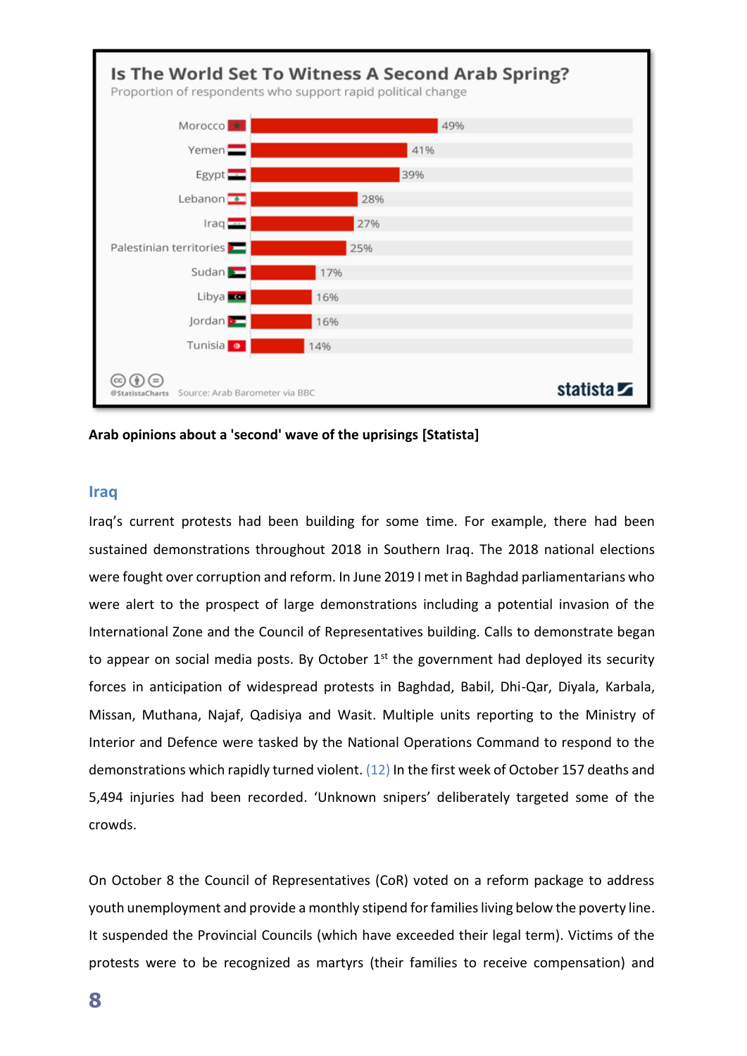**Is The World Set To Witness A Second Arab Spring?**

Proportion of respondents who support rapid political change

| Country | Share |
| --- | --- |
| Morocco | 49% |
| Yemen | 41% |
| Egypt | 39% |
| Lebanon | 28% |
| Iraq | 27% |
| Palestinian territories | 25% |
| Sudan | 17% |
| Libya | 16% |
| Jordan | 16% |
| Tunisia | 14% |

@StatistaCharts Source: Arab Barometer via BBC

statista

**Arab opinions about a 'second' wave of the uprisings [Statista]**

## Iraq

Iraq's current protests had been building for some time. For example, there had been sustained demonstrations throughout 2018 in Southern Iraq. The 2018 national elections were fought over corruption and reform. In June 2019 I met in Baghdad parliamentarians who were alert to the prospect of large demonstrations including a potential invasion of the International Zone and the Council of Representatives building. Calls to demonstrate began to appear on social media posts. By October 1st the government had deployed its security forces in anticipation of widespread protests in Baghdad, Babil, Dhi-Qar, Diyala, Karbala, Missan, Muthana, Najaf, Qadisiya and Wasit. Multiple units reporting to the Ministry of Interior and Defence were tasked by the National Operations Command to respond to the demonstrations which rapidly turned violent. (12) In the first week of October 157 deaths and 5,494 injuries had been recorded. 'Unknown snipers' deliberately targeted some of the crowds.

On October 8 the Council of Representatives (CoR) voted on a reform package to address youth unemployment and provide a monthly stipend for families living below the poverty line. It suspended the Provincial Councils (which have exceeded their legal term). Victims of the protests were to be recognized as martyrs (their families to receive compensation) and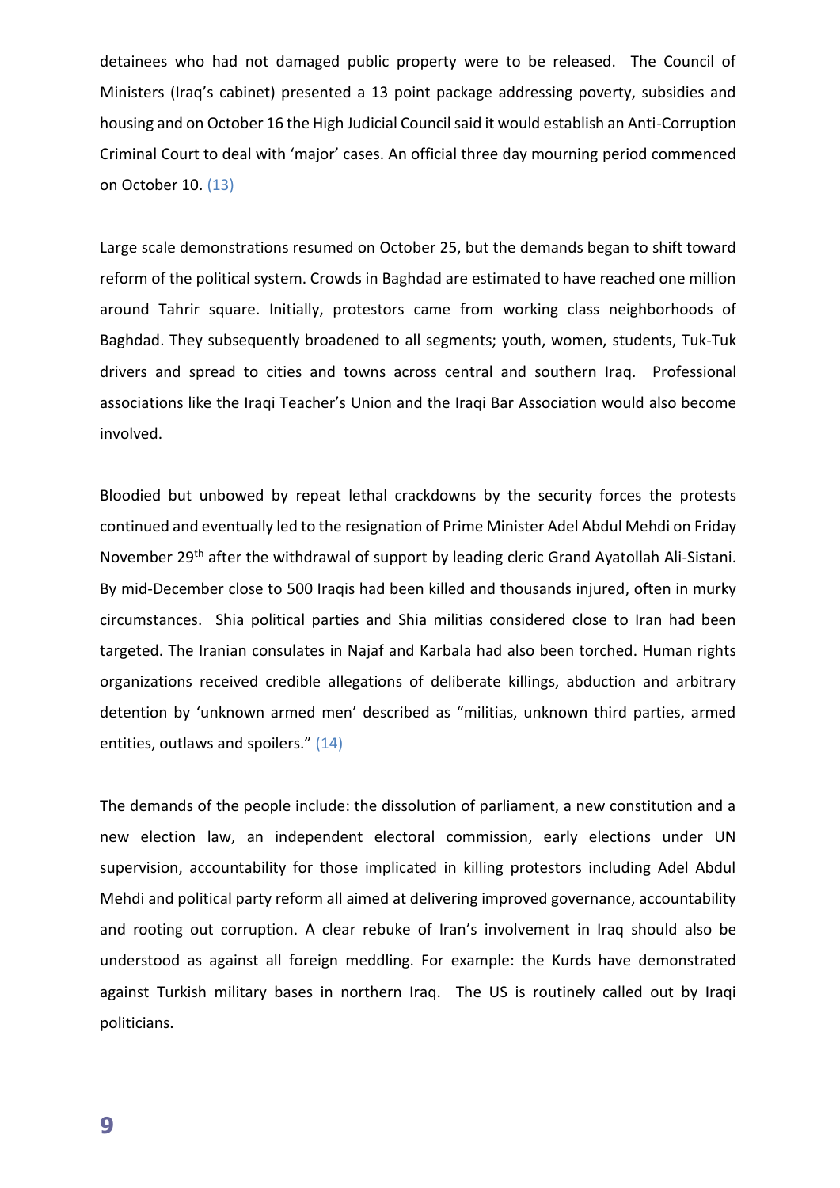detainees who had not damaged public property were to be released. The Council of Ministers (Iraq's cabinet) presented a 13 point package addressing poverty, subsidies and housing and on October 16 the High Judicial Council said it would establish an Anti-Corruption Criminal Court to deal with 'major' cases. An official three day mourning period commenced on October 10. (13)

Large scale demonstrations resumed on October 25, but the demands began to shift toward reform of the political system. Crowds in Baghdad are estimated to have reached one million around Tahrir square. Initially, protestors came from working class neighborhoods of Baghdad. They subsequently broadened to all segments; youth, women, students, Tuk-Tuk drivers and spread to cities and towns across central and southern Iraq. Professional associations like the Iraqi Teacher's Union and the Iraqi Bar Association would also become involved.

Bloodied but unbowed by repeat lethal crackdowns by the security forces the protests continued and eventually led to the resignation of Prime Minister Adel Abdul Mehdi on Friday November 29th after the withdrawal of support by leading cleric Grand Ayatollah Ali-Sistani. By mid-December close to 500 Iraqis had been killed and thousands injured, often in murky circumstances. Shia political parties and Shia militias considered close to Iran had been targeted. The Iranian consulates in Najaf and Karbala had also been torched. Human rights organizations received credible allegations of deliberate killings, abduction and arbitrary detention by 'unknown armed men' described as "militias, unknown third parties, armed entities, outlaws and spoilers." (14)

The demands of the people include: the dissolution of parliament, a new constitution and a new election law, an independent electoral commission, early elections under UN supervision, accountability for those implicated in killing protestors including Adel Abdul Mehdi and political party reform all aimed at delivering improved governance, accountability and rooting out corruption. A clear rebuke of Iran's involvement in Iraq should also be understood as against all foreign meddling. For example: the Kurds have demonstrated against Turkish military bases in northern Iraq. The US is routinely called out by Iraqi politicians.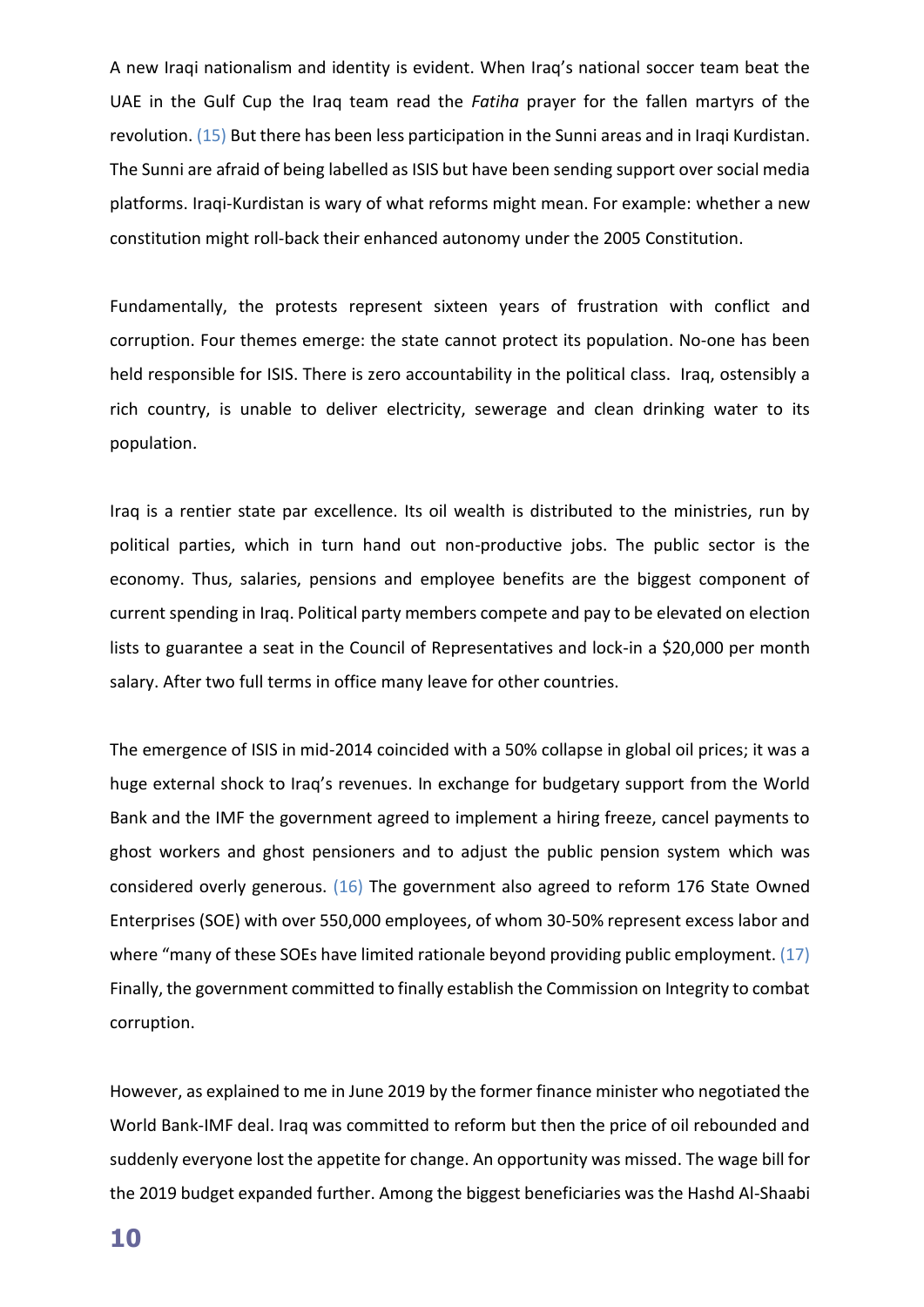A new Iraqi nationalism and identity is evident. When Iraq's national soccer team beat the UAE in the Gulf Cup the Iraq team read the *Fatiha* prayer for the fallen martyrs of the revolution. (15) But there has been less participation in the Sunni areas and in Iraqi Kurdistan. The Sunni are afraid of being labelled as ISIS but have been sending support over social media platforms. Iraqi-Kurdistan is wary of what reforms might mean. For example: whether a new constitution might roll-back their enhanced autonomy under the 2005 Constitution.

Fundamentally, the protests represent sixteen years of frustration with conflict and corruption. Four themes emerge: the state cannot protect its population. No-one has been held responsible for ISIS. There is zero accountability in the political class. Iraq, ostensibly a rich country, is unable to deliver electricity, sewerage and clean drinking water to its population.

Iraq is a rentier state par excellence. Its oil wealth is distributed to the ministries, run by political parties, which in turn hand out non-productive jobs. The public sector is the economy. Thus, salaries, pensions and employee benefits are the biggest component of current spending in Iraq. Political party members compete and pay to be elevated on election lists to guarantee a seat in the Council of Representatives and lock-in a $20,000 per month salary. After two full terms in office many leave for other countries.

The emergence of ISIS in mid-2014 coincided with a 50% collapse in global oil prices; it was a huge external shock to Iraq's revenues. In exchange for budgetary support from the World Bank and the IMF the government agreed to implement a hiring freeze, cancel payments to ghost workers and ghost pensioners and to adjust the public pension system which was considered overly generous. (16) The government also agreed to reform 176 State Owned Enterprises (SOE) with over 550,000 employees, of whom 30-50% represent excess labor and where "many of these SOEs have limited rationale beyond providing public employment. (17) Finally, the government committed to finally establish the Commission on Integrity to combat corruption.

However, as explained to me in June 2019 by the former finance minister who negotiated the World Bank-IMF deal. Iraq was committed to reform but then the price of oil rebounded and suddenly everyone lost the appetite for change. An opportunity was missed. The wage bill for the 2019 budget expanded further. Among the biggest beneficiaries was the Hashd Al-Shaabi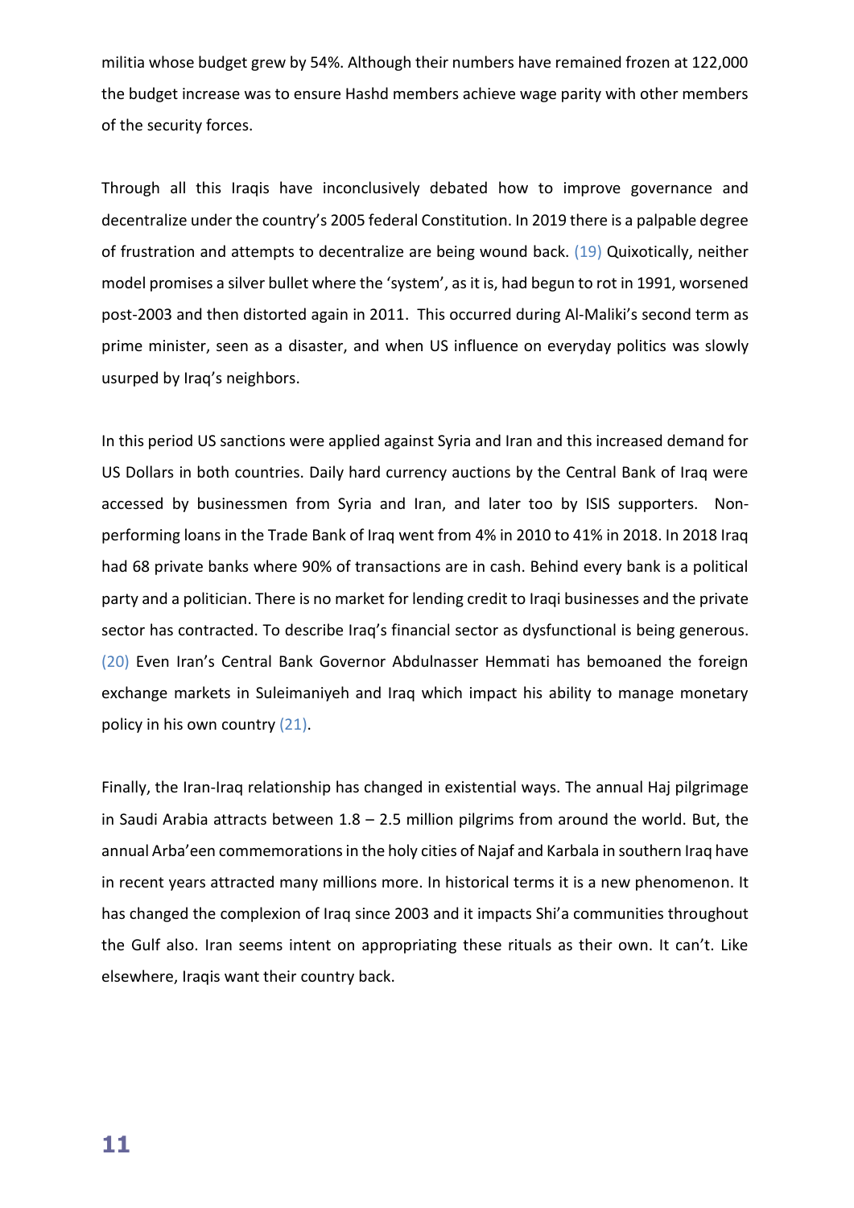militia whose budget grew by 54%. Although their numbers have remained frozen at 122,000 the budget increase was to ensure Hashd members achieve wage parity with other members of the security forces.

Through all this Iraqis have inconclusively debated how to improve governance and decentralize under the country's 2005 federal Constitution. In 2019 there is a palpable degree of frustration and attempts to decentralize are being wound back. (19) Quixotically, neither model promises a silver bullet where the 'system', as it is, had begun to rot in 1991, worsened post-2003 and then distorted again in 2011. This occurred during Al-Maliki's second term as prime minister, seen as a disaster, and when US influence on everyday politics was slowly usurped by Iraq's neighbors.

In this period US sanctions were applied against Syria and Iran and this increased demand for US Dollars in both countries. Daily hard currency auctions by the Central Bank of Iraq were accessed by businessmen from Syria and Iran, and later too by ISIS supporters. Non-performing loans in the Trade Bank of Iraq went from 4% in 2010 to 41% in 2018. In 2018 Iraq had 68 private banks where 90% of transactions are in cash. Behind every bank is a political party and a politician. There is no market for lending credit to Iraqi businesses and the private sector has contracted. To describe Iraq's financial sector as dysfunctional is being generous. (20) Even Iran's Central Bank Governor Abdulnasser Hemmati has bemoaned the foreign exchange markets in Suleimaniyeh and Iraq which impact his ability to manage monetary policy in his own country (21).

Finally, the Iran-Iraq relationship has changed in existential ways. The annual Haj pilgrimage in Saudi Arabia attracts between 1.8 – 2.5 million pilgrims from around the world. But, the annual Arba'een commemorations in the holy cities of Najaf and Karbala in southern Iraq have in recent years attracted many millions more. In historical terms it is a new phenomenon. It has changed the complexion of Iraq since 2003 and it impacts Shi'a communities throughout the Gulf also. Iran seems intent on appropriating these rituals as their own. It can't. Like elsewhere, Iraqis want their country back.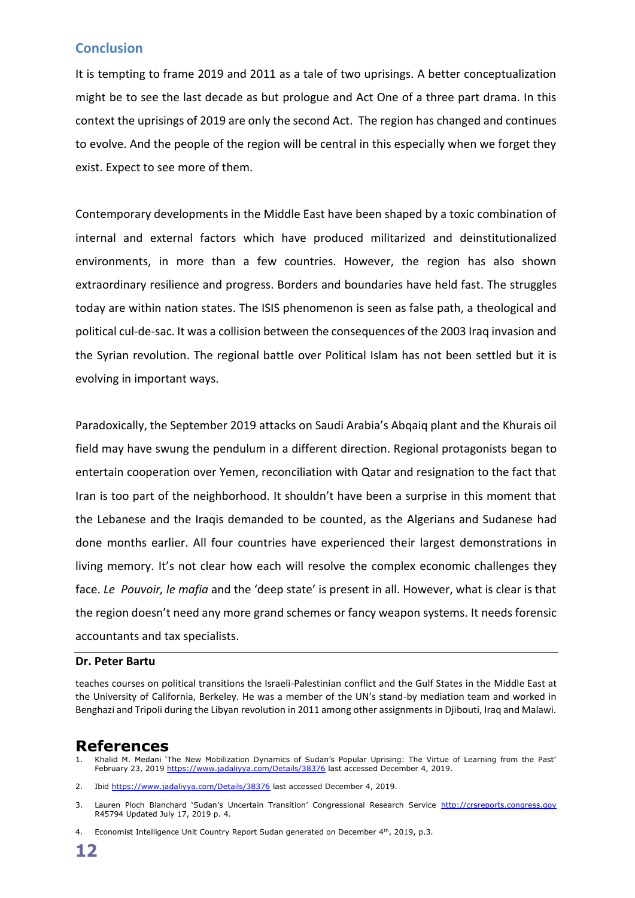## Conclusion

It is tempting to frame 2019 and 2011 as a tale of two uprisings. A better conceptualization might be to see the last decade as but prologue and Act One of a three part drama. In this context the uprisings of 2019 are only the second Act. The region has changed and continues to evolve. And the people of the region will be central in this especially when we forget they exist. Expect to see more of them.

Contemporary developments in the Middle East have been shaped by a toxic combination of internal and external factors which have produced militarized and deinstitutionalized environments, in more than a few countries. However, the region has also shown extraordinary resilience and progress. Borders and boundaries have held fast. The struggles today are within nation states. The ISIS phenomenon is seen as false path, a theological and political cul-de-sac. It was a collision between the consequences of the 2003 Iraq invasion and the Syrian revolution. The regional battle over Political Islam has not been settled but it is evolving in important ways.

Paradoxically, the September 2019 attacks on Saudi Arabia's Abqaiq plant and the Khurais oil field may have swung the pendulum in a different direction. Regional protagonists began to entertain cooperation over Yemen, reconciliation with Qatar and resignation to the fact that Iran is too part of the neighborhood. It shouldn't have been a surprise in this moment that the Lebanese and the Iraqis demanded to be counted, as the Algerians and Sudanese had done months earlier. All four countries have experienced their largest demonstrations in living memory. It's not clear how each will resolve the complex economic challenges they face. *Le Pouvoir, le mafia* and the 'deep state' is present in all. However, what is clear is that the region doesn't need any more grand schemes or fancy weapon systems. It needs forensic accountants and tax specialists.

---

**Dr. Peter Bartu**

teaches courses on political transitions the Israeli-Palestinian conflict and the Gulf States in the Middle East at the University of California, Berkeley. He was a member of the UN's stand-by mediation team and worked in Benghazi and Tripoli during the Libyan revolution in 2011 among other assignments in Djibouti, Iraq and Malawi.

# References

1. Khalid M. Medani 'The New Mobilization Dynamics of Sudan's Popular Uprising: The Virtue of Learning from the Past' February 23, 2019 https://www.jadaliyya.com/Details/38376 last accessed December 4, 2019.
2. Ibid https://www.jadaliyya.com/Details/38376 last accessed December 4, 2019.
3. Lauren Ploch Blanchard 'Sudan's Uncertain Transition' Congressional Research Service http://crsreports.congress.gov R45794 Updated July 17, 2019 p. 4.
4. Economist Intelligence Unit Country Report Sudan generated on December 4th, 2019, p.3.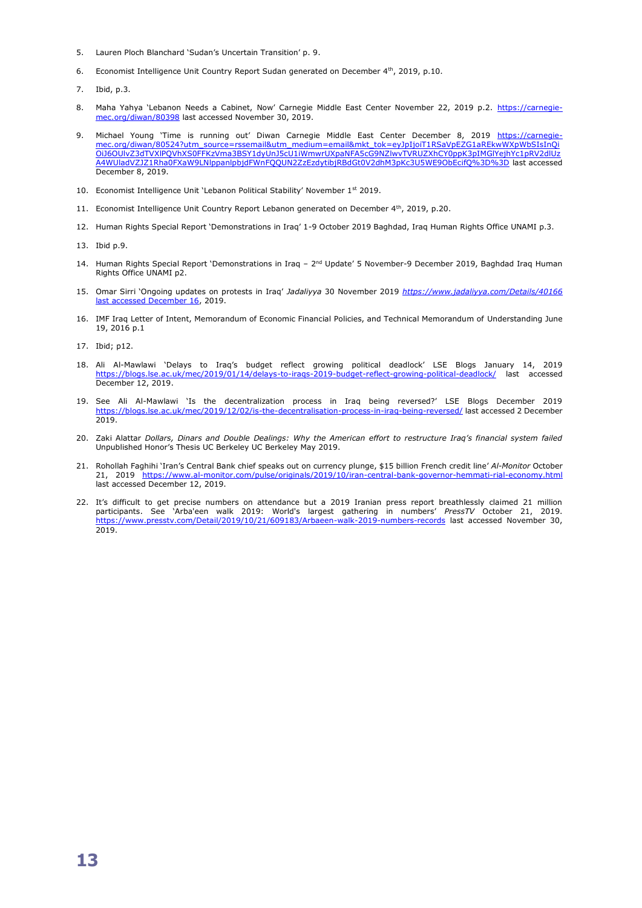5. Lauren Ploch Blanchard 'Sudan's Uncertain Transition' p. 9.

6. Economist Intelligence Unit Country Report Sudan generated on December 4th, 2019, p.10.

7. Ibid, p.3.

8. Maha Yahya 'Lebanon Needs a Cabinet, Now' Carnegie Middle East Center November 22, 2019 p.2. https://carnegie-mec.org/diwan/80398 last accessed November 30, 2019.

9. Michael Young 'Time is running out' Diwan Carnegie Middle East Center December 8, 2019 https://carnegie-mec.org/diwan/80524?utm_source=rssemail&utm_medium=email&mkt_tok=eyJpIjoiT1RSaVpEZG1aREkwWXpWbSIsInQiOiJ6OUlvZ3dTVXlPQVhXS0FFKzVma3BSY1dyUnJ5cU1iWmwrUXpaNFA5cG9NZlwvTVRUZXhCY0ppK3pIMGlYejhYc1pRV2dlUzA4WUladVZJZ1Rha0FXaW9LNlppanlpbjdFWnFQQUN2ZzEzdytibjRBdGt0V2dhM3pKc3U5WE9ObEcifQ%3D%3D last accessed December 8, 2019.

10. Economist Intelligence Unit 'Lebanon Political Stability' November 1st 2019.

11. Economist Intelligence Unit Country Report Lebanon generated on December 4th, 2019, p.20.

12. Human Rights Special Report 'Demonstrations in Iraq' 1-9 October 2019 Baghdad, Iraq Human Rights Office UNAMI p.3.

13. Ibid p.9.

14. Human Rights Special Report 'Demonstrations in Iraq – 2nd Update' 5 November-9 December 2019, Baghdad Iraq Human Rights Office UNAMI p2.

15. Omar Sirri 'Ongoing updates on protests in Iraq' *Jadaliyya* 30 November 2019 *https://www.jadaliyya.com/Details/40166* last accessed December 16, 2019.

16. IMF Iraq Letter of Intent, Memorandum of Economic Financial Policies, and Technical Memorandum of Understanding June 19, 2016 p.1

17. Ibid; p12.

18. Ali Al-Mawlawi 'Delays to Iraq's budget reflect growing political deadlock' LSE Blogs January 14, 2019 https://blogs.lse.ac.uk/mec/2019/01/14/delays-to-iraqs-2019-budget-reflect-growing-political-deadlock/ last accessed December 12, 2019.

19. See Ali Al-Mawlawi 'Is the decentralization process in Iraq being reversed?' LSE Blogs December 2019 https://blogs.lse.ac.uk/mec/2019/12/02/is-the-decentralisation-process-in-iraq-being-reversed/ last accessed 2 December 2019.

20. Zaki Alattar *Dollars, Dinars and Double Dealings: Why the American effort to restructure Iraq's financial system failed* Unpublished Honor's Thesis UC Berkeley UC Berkeley May 2019.

21. Rohollah Faghihi 'Iran's Central Bank chief speaks out on currency plunge, $15 billion French credit line' *Al-Monitor* October 21, 2019 https://www.al-monitor.com/pulse/originals/2019/10/iran-central-bank-governor-hemmati-rial-economy.html last accessed December 12, 2019.

22. It's difficult to get precise numbers on attendance but a 2019 Iranian press report breathlessly claimed 21 million participants. See 'Arba'een walk 2019: World's largest gathering in numbers' *PressTV* October 21, 2019. https://www.presstv.com/Detail/2019/10/21/609183/Arbaeen-walk-2019-numbers-records last accessed November 30, 2019.